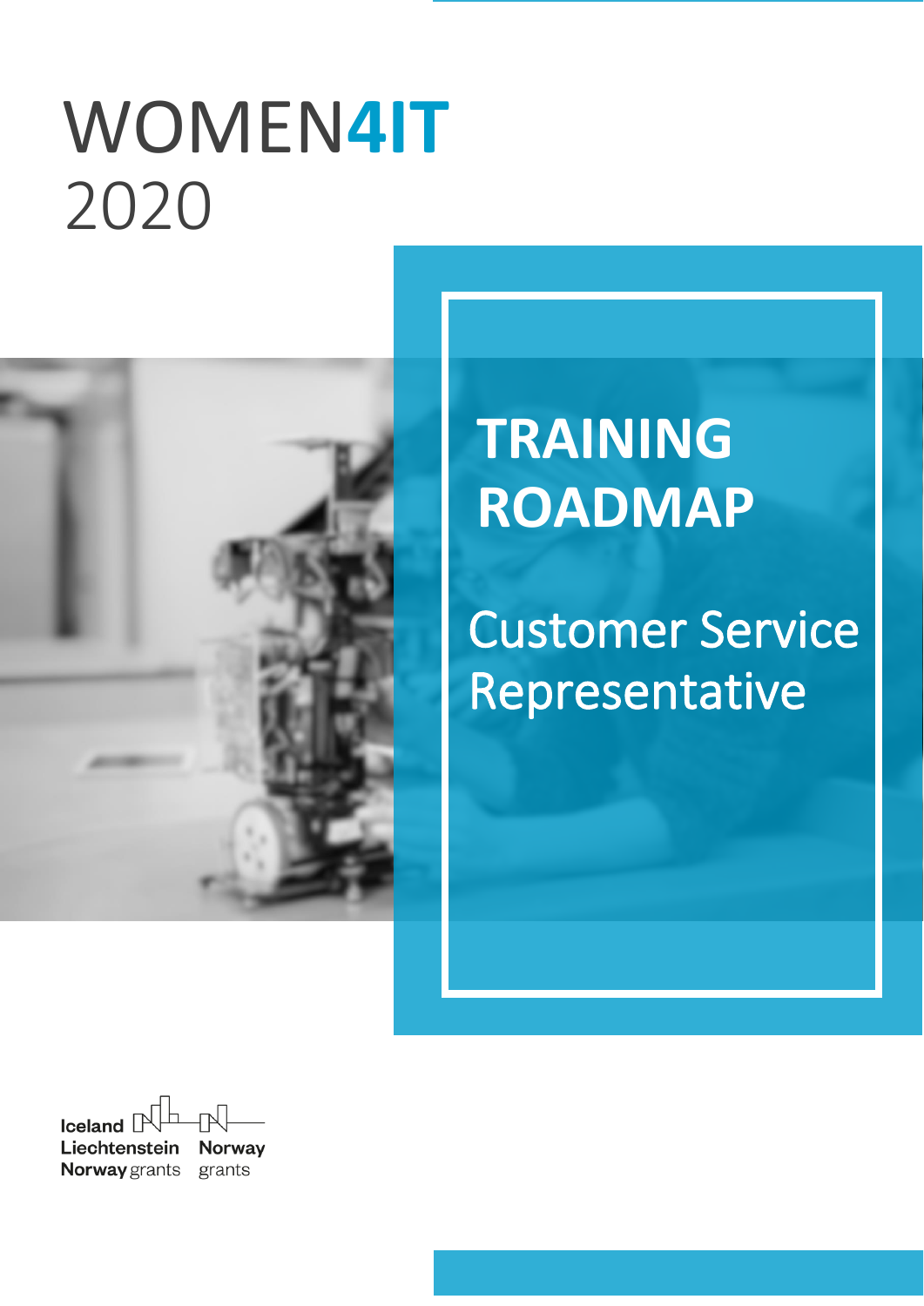# WOMEN4IT 2020

## TRAINING ROADMAP

### Customer Service Representative

Iceland Liechtenstein Norway grants

Norway grants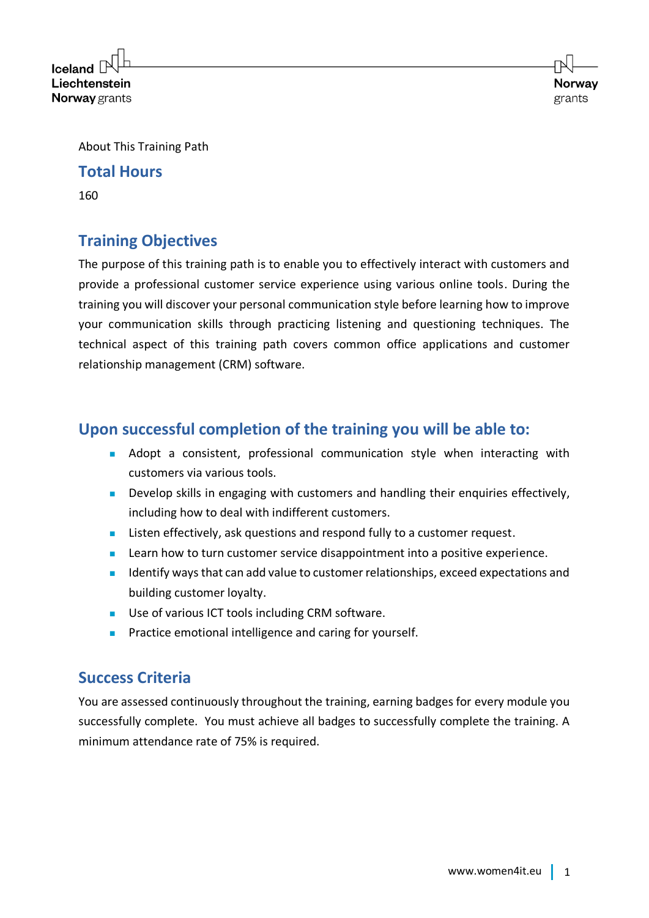About This Training Path

## Total Hours

160

## Training Objectives

The purpose of this training path is to enable you to effectively interact with customers and provide a professional customer service experience using various online tools. During the training you will discover your personal communication style before learning how to improve your communication skills through practicing listening and questioning techniques. The technical aspect of this training path covers common office applications and customer relationship management (CRM) software.

## Upon successful completion of the training you will be able to:

- Adopt a consistent, professional communication style when interacting with customers via various tools.
- Develop skills in engaging with customers and handling their enquiries effectively, including how to deal with indifferent customers.
- Listen effectively, ask questions and respond fully to a customer request.
- Learn how to turn customer service disappointment into a positive experience.
- Identify ways that can add value to customer relationships, exceed expectations and building customer loyalty.
- Use of various ICT tools including CRM software.
- Practice emotional intelligence and caring for yourself.

## Success Criteria

You are assessed continuously throughout the training, earning badges for every module you successfully complete. You must achieve all badges to successfully complete the training. A minimum attendance rate of 75% is required.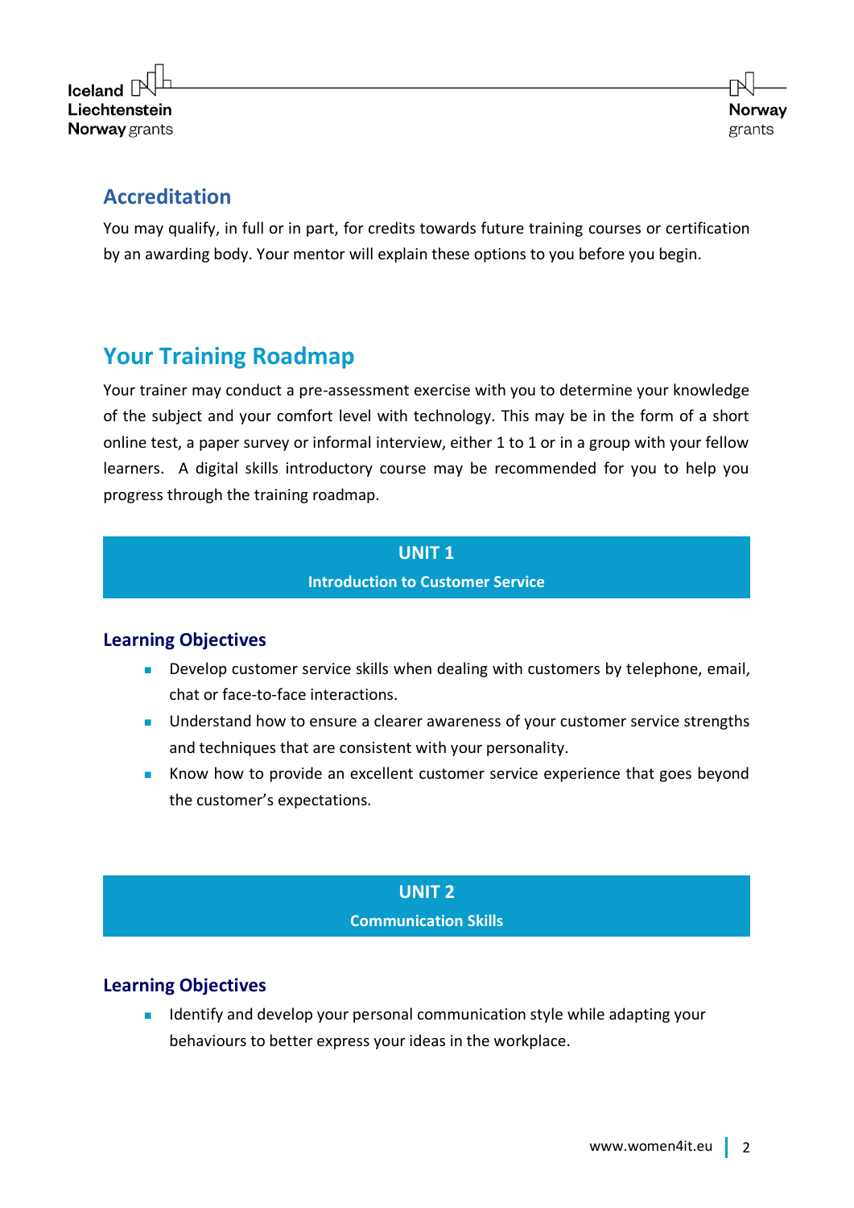## Accreditation

You may qualify, in full or in part, for credits towards future training courses or certification by an awarding body. Your mentor will explain these options to you before you begin.

## Your Training Roadmap

Your trainer may conduct a pre-assessment exercise with you to determine your knowledge of the subject and your comfort level with technology. This may be in the form of a short online test, a paper survey or informal interview, either 1 to 1 or in a group with your fellow learners. A digital skills introductory course may be recommended for you to help you progress through the training roadmap.

### UNIT 1
**Introduction to Customer Service**

#### Learning Objectives

- Develop customer service skills when dealing with customers by telephone, email, chat or face-to-face interactions.
- Understand how to ensure a clearer awareness of your customer service strengths and techniques that are consistent with your personality.
- Know how to provide an excellent customer service experience that goes beyond the customer's expectations.

### UNIT 2
**Communication Skills**

#### Learning Objectives

- Identify and develop your personal communication style while adapting your behaviours to better express your ideas in the workplace.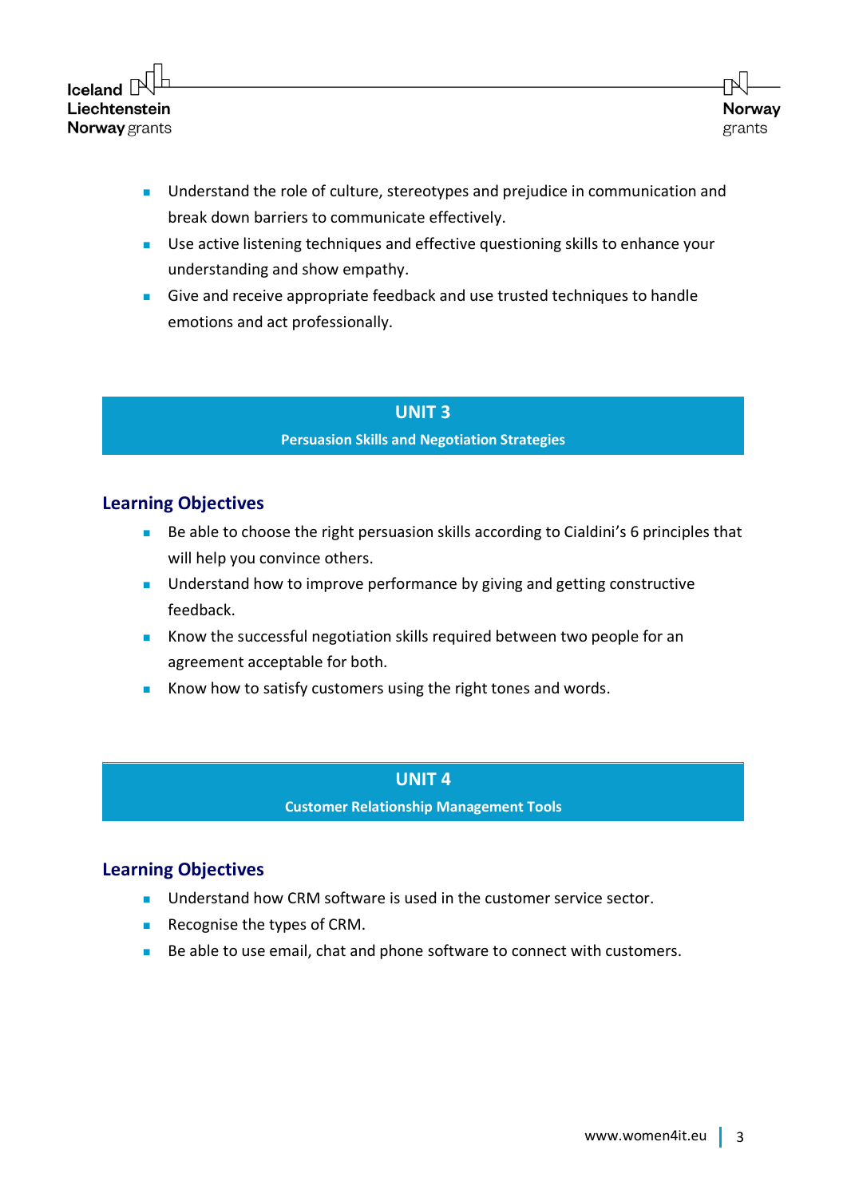- Understand the role of culture, stereotypes and prejudice in communication and break down barriers to communicate effectively.
- Use active listening techniques and effective questioning skills to enhance your understanding and show empathy.
- Give and receive appropriate feedback and use trusted techniques to handle emotions and act professionally.

## UNIT 3

**Persuasion Skills and Negotiation Strategies**

### Learning Objectives

- Be able to choose the right persuasion skills according to Cialdini's 6 principles that will help you convince others.
- Understand how to improve performance by giving and getting constructive feedback.
- Know the successful negotiation skills required between two people for an agreement acceptable for both.
- Know how to satisfy customers using the right tones and words.

## UNIT 4

**Customer Relationship Management Tools**

### Learning Objectives

- Understand how CRM software is used in the customer service sector.
- Recognise the types of CRM.
- Be able to use email, chat and phone software to connect with customers.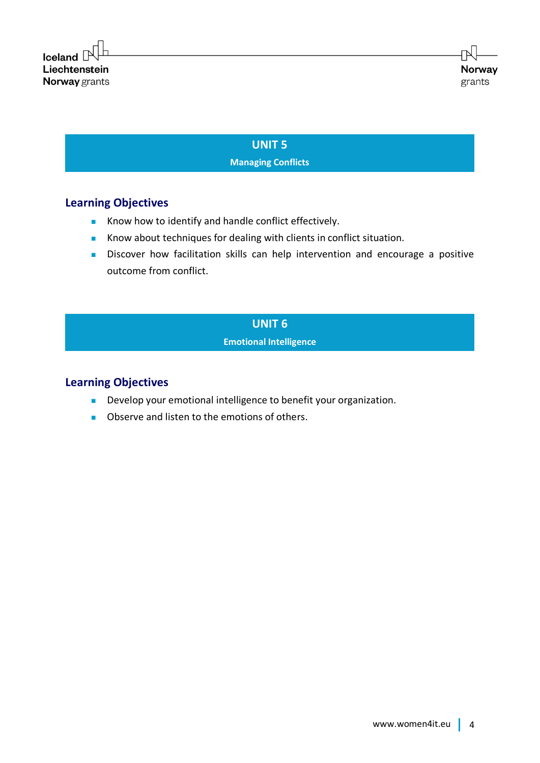## UNIT 5

**Managing Conflicts**

### Learning Objectives

- Know how to identify and handle conflict effectively.
- Know about techniques for dealing with clients in conflict situation.
- Discover how facilitation skills can help intervention and encourage a positive outcome from conflict.

## UNIT 6

**Emotional Intelligence**

### Learning Objectives

- Develop your emotional intelligence to benefit your organization.
- Observe and listen to the emotions of others.